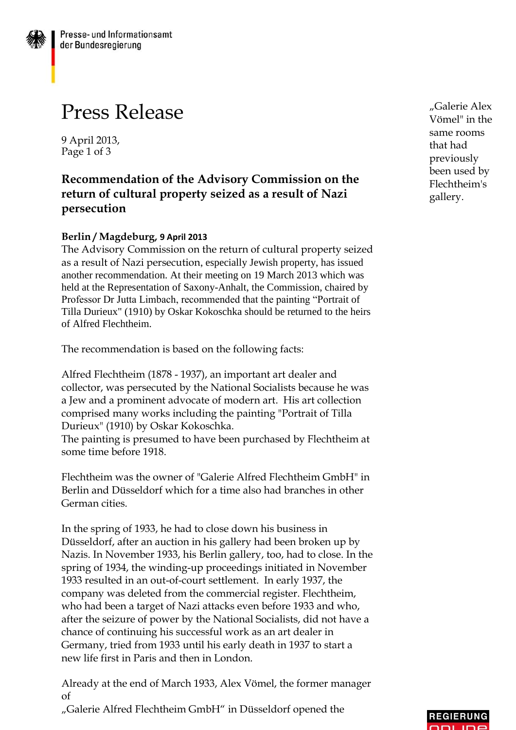Presse- und Informationsamt der Bundesregierung

# Press Release

9 April 2013,

## Recommendation of the Advisory Commission on the return of cultural property seized as a result of Nazi persecution

**Berlin / Magdeburg, 9 April 2013**
The Advisory Commission on the return of cultural property seized as a result of Nazi persecution, especially Jewish property, has issued another recommendation. At their meeting on 19 March 2013 which was held at the Representation of Saxony-Anhalt, the Commission, chaired by Professor Dr Jutta Limbach, recommended that the painting "Portrait of Tilla Durieux" (1910) by Oskar Kokoschka should be returned to the heirs of Alfred Flechtheim.

The recommendation is based on the following facts:

Alfred Flechtheim (1878 - 1937), an important art dealer and collector, was persecuted by the National Socialists because he was a Jew and a prominent advocate of modern art. His art collection comprised many works including the painting "Portrait of Tilla Durieux" (1910) by Oskar Kokoschka.
The painting is presumed to have been purchased by Flechtheim at some time before 1918.

Flechtheim was the owner of "Galerie Alfred Flechtheim GmbH" in Berlin and Düsseldorf which for a time also had branches in other German cities.

In the spring of 1933, he had to close down his business in Düsseldorf, after an auction in his gallery had been broken up by Nazis. In November 1933, his Berlin gallery, too, had to close. In the spring of 1934, the winding-up proceedings initiated in November 1933 resulted in an out-of-court settlement. In early 1937, the company was deleted from the commercial register. Flechtheim, who had been a target of Nazi attacks even before 1933 and who, after the seizure of power by the National Socialists, did not have a chance of continuing his successful work as an art dealer in Germany, tried from 1933 until his early death in 1937 to start a new life first in Paris and then in London.

Already at the end of March 1933, Alex Vömel, the former manager of
„Galerie Alfred Flechtheim GmbH" in Düsseldorf opened the „Galerie Alex Vömel" in the same rooms that had previously been used by Flechtheim's gallery.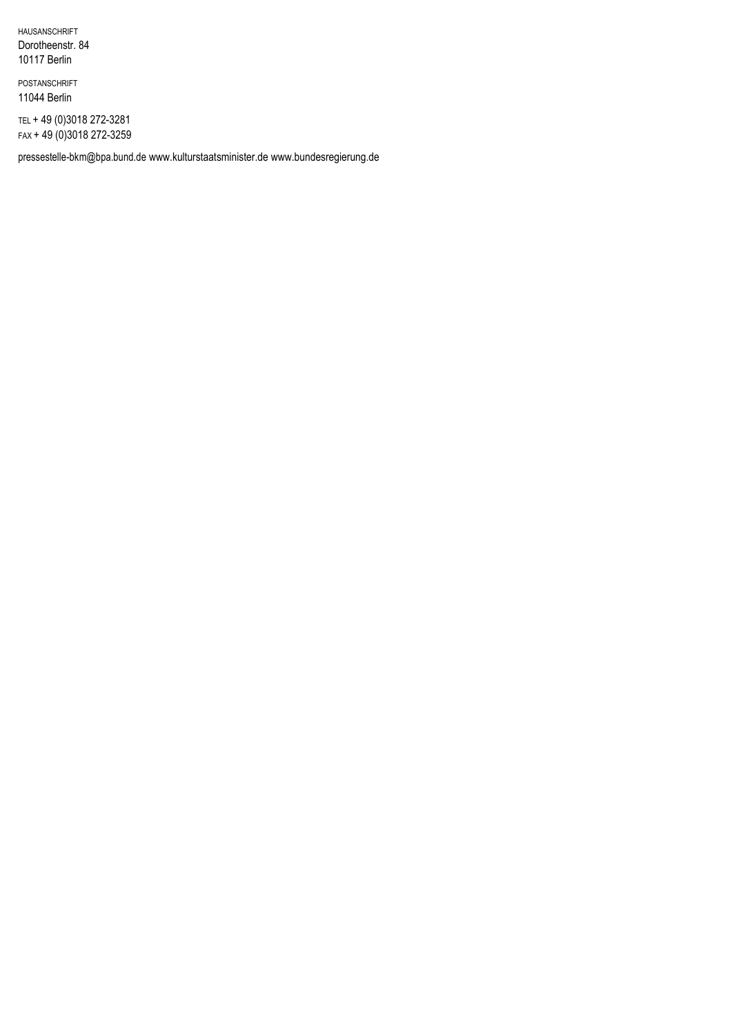HAUSANSCHRIFT
Dorotheenstr. 84
10117 Berlin

POSTANSCHRIFT
11044 Berlin

TEL + 49 (0)3018 272-3281
FAX + 49 (0)3018 272-3259

pressestelle-bkm@bpa.bund.de www.kulturstaatsminister.de www.bundesregierung.de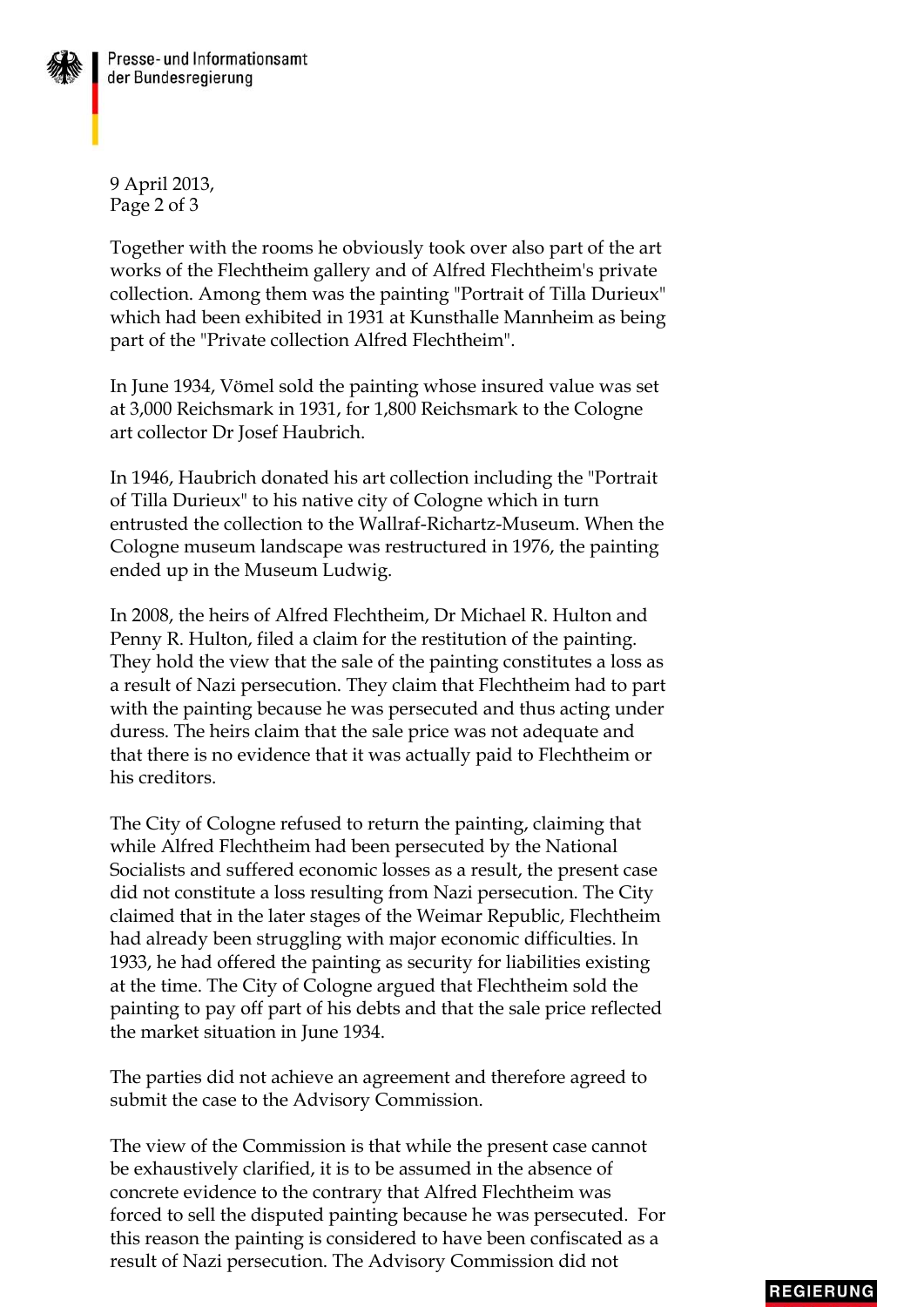Together with the rooms he obviously took over also part of the art works of the Flechtheim gallery and of Alfred Flechtheim's private collection. Among them was the painting "Portrait of Tilla Durieux" which had been exhibited in 1931 at Kunsthalle Mannheim as being part of the "Private collection Alfred Flechtheim".

In June 1934, Vömel sold the painting whose insured value was set at 3,000 Reichsmark in 1931, for 1,800 Reichsmark to the Cologne art collector Dr Josef Haubrich.

In 1946, Haubrich donated his art collection including the "Portrait of Tilla Durieux" to his native city of Cologne which in turn entrusted the collection to the Wallraf-Richartz-Museum. When the Cologne museum landscape was restructured in 1976, the painting ended up in the Museum Ludwig.

In 2008, the heirs of Alfred Flechtheim, Dr Michael R. Hulton and Penny R. Hulton, filed a claim for the restitution of the painting. They hold the view that the sale of the painting constitutes a loss as a result of Nazi persecution. They claim that Flechtheim had to part with the painting because he was persecuted and thus acting under duress. The heirs claim that the sale price was not adequate and that there is no evidence that it was actually paid to Flechtheim or his creditors.

The City of Cologne refused to return the painting, claiming that while Alfred Flechtheim had been persecuted by the National Socialists and suffered economic losses as a result, the present case did not constitute a loss resulting from Nazi persecution. The City claimed that in the later stages of the Weimar Republic, Flechtheim had already been struggling with major economic difficulties. In 1933, he had offered the painting as security for liabilities existing at the time. The City of Cologne argued that Flechtheim sold the painting to pay off part of his debts and that the sale price reflected the market situation in June 1934.

The parties did not achieve an agreement and therefore agreed to submit the case to the Advisory Commission.

The view of the Commission is that while the present case cannot be exhaustively clarified, it is to be assumed in the absence of concrete evidence to the contrary that Alfred Flechtheim was forced to sell the disputed painting because he was persecuted. For this reason the painting is considered to have been confiscated as a result of Nazi persecution. The Advisory Commission did not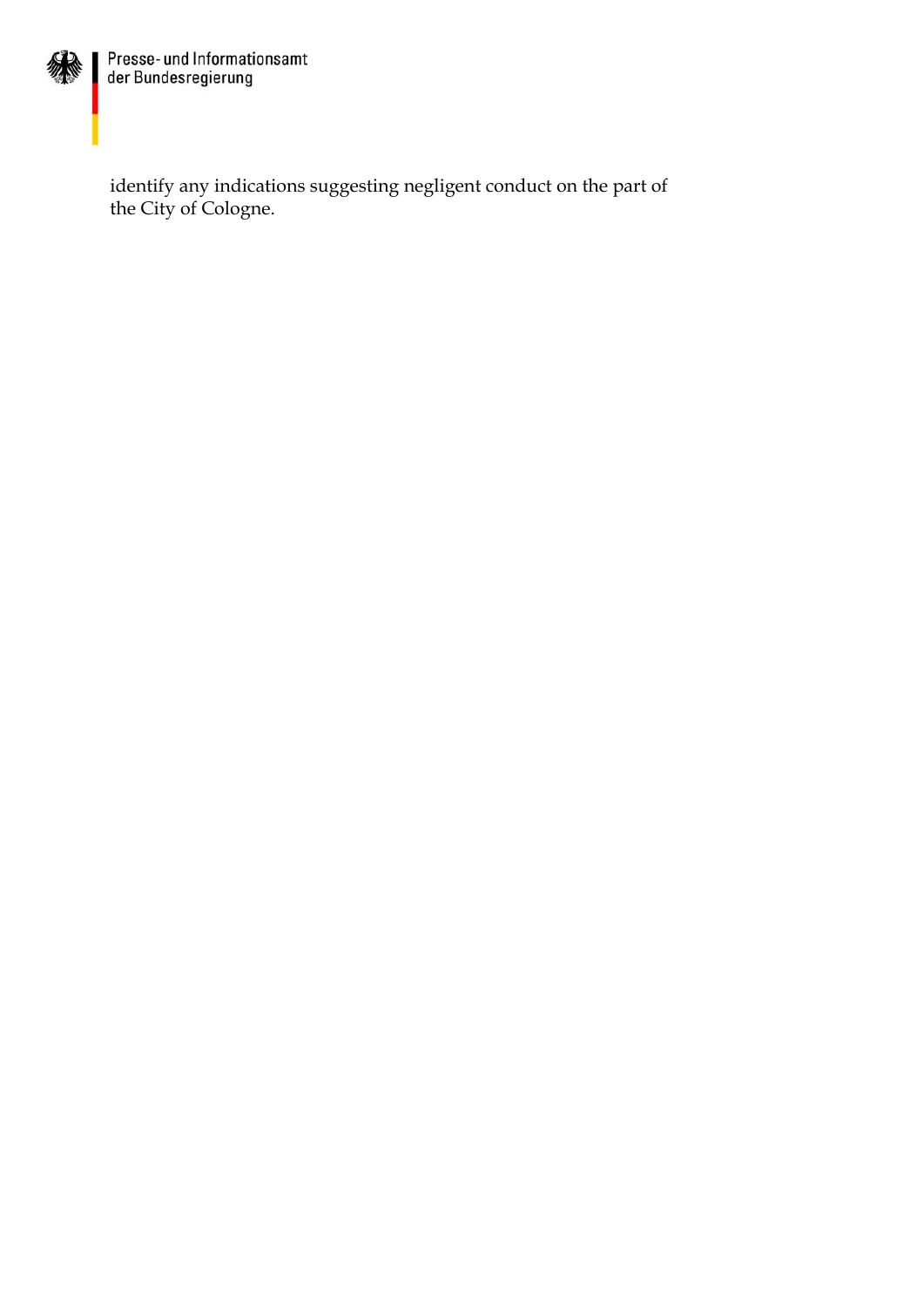identify any indications suggesting negligent conduct on the part of the City of Cologne.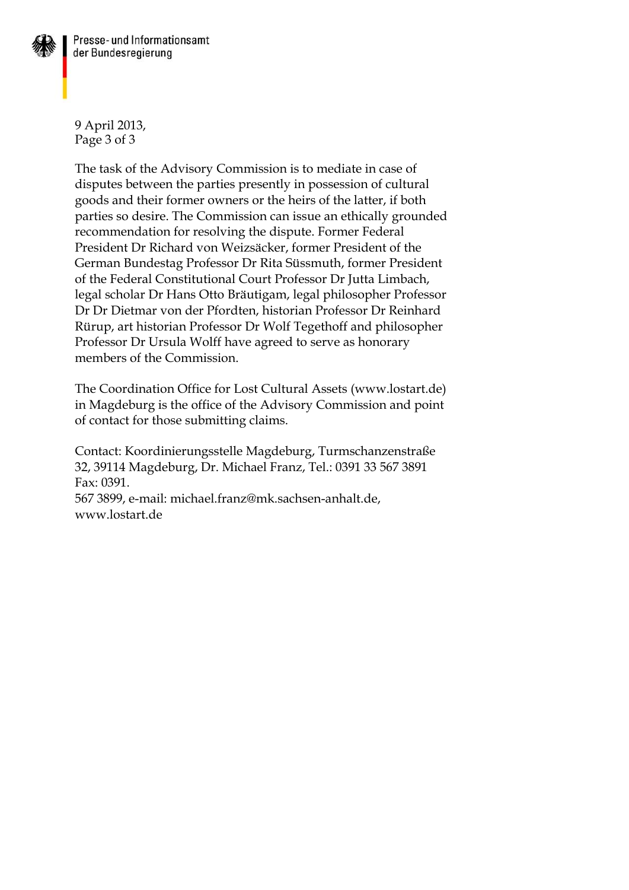The task of the Advisory Commission is to mediate in case of disputes between the parties presently in possession of cultural goods and their former owners or the heirs of the latter, if both parties so desire. The Commission can issue an ethically grounded recommendation for resolving the dispute. Former Federal President Dr Richard von Weizsäcker, former President of the German Bundestag Professor Dr Rita Süssmuth, former President of the Federal Constitutional Court Professor Dr Jutta Limbach, legal scholar Dr Hans Otto Bräutigam, legal philosopher Professor Dr Dr Dietmar von der Pfordten, historian Professor Dr Reinhard Rürup, art historian Professor Dr Wolf Tegethoff and philosopher Professor Dr Ursula Wolff have agreed to serve as honorary members of the Commission.

The Coordination Office for Lost Cultural Assets (www.lostart.de) in Magdeburg is the office of the Advisory Commission and point of contact for those submitting claims.

Contact: Koordinierungsstelle Magdeburg, Turmschanzenstraße 32, 39114 Magdeburg, Dr. Michael Franz, Tel.: 0391 33 567 3891 Fax: 0391.
567 3899, e-mail: michael.franz@mk.sachsen-anhalt.de, www.lostart.de